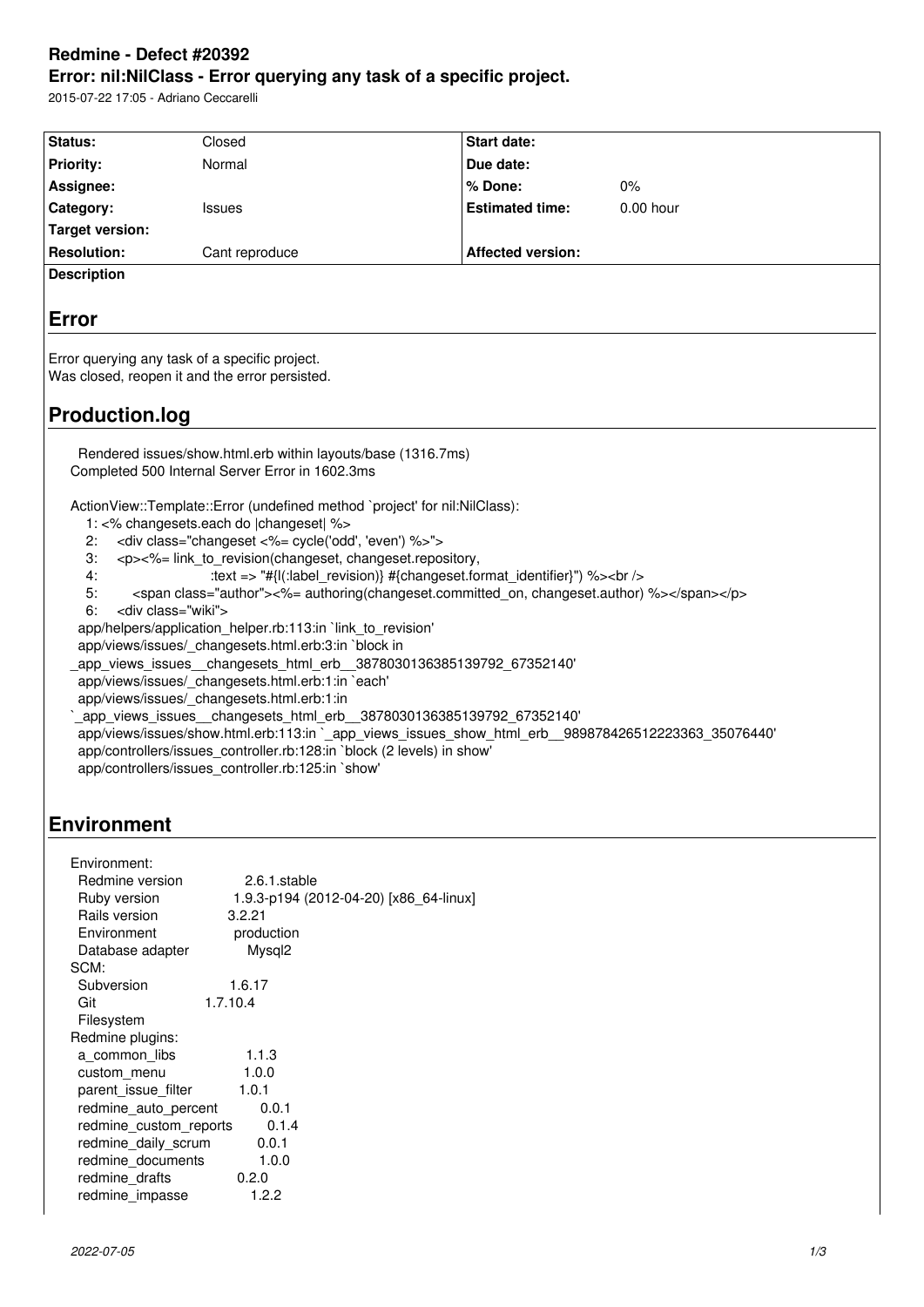# Redmine - Defect #20392

## Error: nil:NilClass - Error querying any task of a specific project.

2015-07-22 17:05 - Adriano Ceccarelli

| Status: | Closed | Start date: | |
|---|---|---|---|
| Priority: | Normal | Due date: | |
| Assignee: | | % Done: | 0% |
| Category: | Issues | Estimated time: | 0.00 hour |
| Target version: | | | |
| Resolution: | Cant reproduce | Affected version: | |

**Description**

# Error

Error querying any task of a specific project.
Was closed, reopen it and the error persisted.

# Production.log

```
  Rendered issues/show.html.erb within layouts/base (1316.7ms)
Completed 500 Internal Server Error in 1602.3ms

ActionView::Template::Error (undefined method `project' for nil:NilClass):
    1: <% changesets.each do |changeset| %>
    2:     <div class="changeset <%= cycle('odd', 'even') %>">
    3:     <p><%= link_to_revision(changeset, changeset.repository,
    4:                         :text => "#{l(:label_revision)} #{changeset.format_identifier}") %><br />
    5:         <span class="author"><%= authoring(changeset.committed_on, changeset.author) %></span></p>
    6:     <div class="wiki">
  app/helpers/application_helper.rb:113:in `link_to_revision'
  app/views/issues/_changesets.html.erb:3:in `block in
_app_views_issues__changesets_html_erb__3878030136385139792_67352140'
  app/views/issues/_changesets.html.erb:1:in `each'
  app/views/issues/_changesets.html.erb:1:in
`_app_views_issues__changesets_html_erb__3878030136385139792_67352140'
  app/views/issues/show.html.erb:113:in `_app_views_issues_show_html_erb__989878426512223363_35076440'
  app/controllers/issues_controller.rb:128:in `block (2 levels) in show'
  app/controllers/issues_controller.rb:125:in `show'
```

# Environment

```
Environment:
  Redmine version                2.6.1.stable
  Ruby version                   1.9.3-p194 (2012-04-20) [x86_64-linux]
  Rails version                  3.2.21
  Environment                    production
  Database adapter               Mysql2
SCM:
  Subversion                     1.6.17
  Git                            1.7.10.4
  Filesystem
Redmine plugins:
  a_common_libs                  1.1.3
  custom_menu                    1.0.0
  parent_issue_filter            1.0.1
  redmine_auto_percent           0.0.1
  redmine_custom_reports         0.1.4
  redmine_daily_scrum            0.0.1
  redmine_documents              1.0.0
  redmine_drafts                 0.2.0
  redmine_impasse                1.2.2
```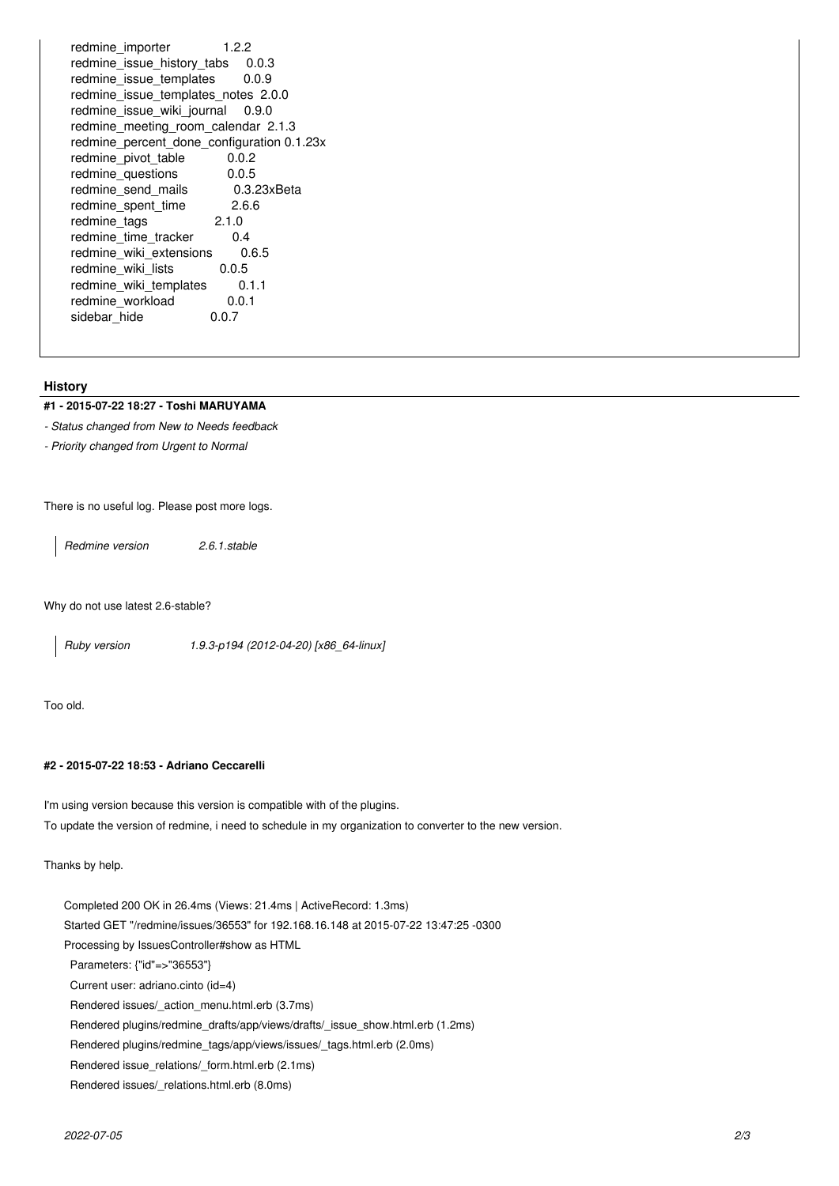```
redmine_importer              1.2.2
redmine_issue_history_tabs    0.0.3
redmine_issue_templates       0.0.9
redmine_issue_templates_notes 2.0.0
redmine_issue_wiki_journal    0.9.0
redmine_meeting_room_calendar 2.1.3
redmine_percent_done_configuration 0.1.23x
redmine_pivot_table           0.0.2
redmine_questions             0.0.5
redmine_send_mails            0.3.23xBeta
redmine_spent_time            2.6.6
redmine_tags                  2.1.0
redmine_time_tracker          0.4
redmine_wiki_extensions       0.6.5
redmine_wiki_lists            0.0.5
redmine_wiki_templates        0.1.1
redmine_workload              0.0.1
sidebar_hide                  0.0.7
```

## History

### #1 - 2015-07-22 18:27 - Toshi MARUYAMA

*- Status changed from New to Needs feedback*

*- Priority changed from Urgent to Normal*

There is no useful log. Please post more logs.

> *Redmine version 2.6.1.stable*

Why do not use latest 2.6-stable?

> *Ruby version 1.9.3-p194 (2012-04-20) [x86_64-linux]*

Too old.

### #2 - 2015-07-22 18:53 - Adriano Ceccarelli

I'm using version because this version is compatible with of the plugins.

To update the version of redmine, i need to schedule in my organization to converter to the new version.

Thanks by help.

```
Completed 200 OK in 26.4ms (Views: 21.4ms | ActiveRecord: 1.3ms)
Started GET "/redmine/issues/36553" for 192.168.16.148 at 2015-07-22 13:47:25 -0300
Processing by IssuesController#show as HTML
  Parameters: {"id"=>"36553"}
  Current user: adriano.cinto (id=4)
  Rendered issues/_action_menu.html.erb (3.7ms)
  Rendered plugins/redmine_drafts/app/views/drafts/_issue_show.html.erb (1.2ms)
  Rendered plugins/redmine_tags/app/views/issues/_tags.html.erb (2.0ms)
  Rendered issue_relations/_form.html.erb (2.1ms)
  Rendered issues/_relations.html.erb (8.0ms)
```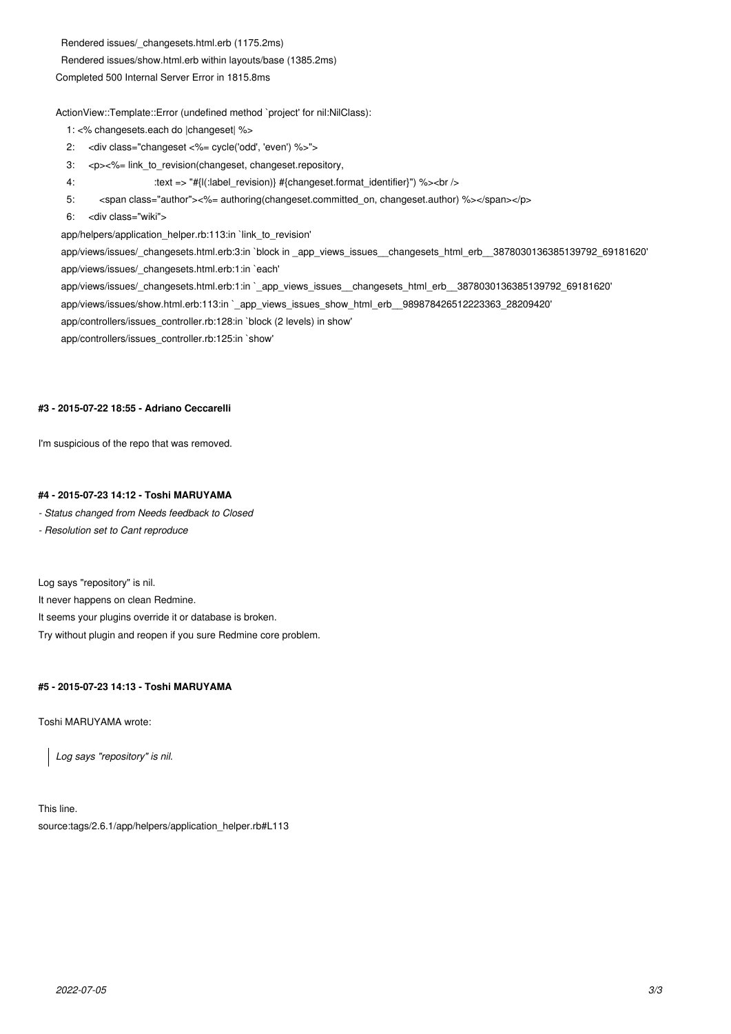```
  Rendered issues/_changesets.html.erb (1175.2ms)
  Rendered issues/show.html.erb within layouts/base (1385.2ms)
Completed 500 Internal Server Error in 1815.8ms

ActionView::Template::Error (undefined method `project' for nil:NilClass):
    1: <% changesets.each do |changeset| %>
    2:     <div class="changeset <%= cycle('odd', 'even') %>">
    3:     <p><%= link_to_revision(changeset, changeset.repository,
    4:                             :text => "#{l(:label_revision)} #{changeset.format_identifier}") %><br />
    5:         <span class="author"><%= authoring(changeset.committed_on, changeset.author) %></span></p>
    6:     <div class="wiki">
  app/helpers/application_helper.rb:113:in `link_to_revision'
  app/views/issues/_changesets.html.erb:3:in `block in _app_views_issues__changesets_html_erb__3878030136385139792_69181620'
  app/views/issues/_changesets.html.erb:1:in `each'
  app/views/issues/_changesets.html.erb:1:in `_app_views_issues__changesets_html_erb__3878030136385139792_69181620'
  app/views/issues/show.html.erb:113:in `_app_views_issues_show_html_erb__989878426512223363_28209420'
  app/controllers/issues_controller.rb:128:in `block (2 levels) in show'
  app/controllers/issues_controller.rb:125:in `show'
```

#### #3 - 2015-07-22 18:55 - Adriano Ceccarelli

I'm suspicious of the repo that was removed.

#### #4 - 2015-07-23 14:12 - Toshi MARUYAMA

- *Status changed from Needs feedback to Closed*
- *Resolution set to Cant reproduce*

Log says "repository" is nil.
It never happens on clean Redmine.
It seems your plugins override it or database is broken.
Try without plugin and reopen if you sure Redmine core problem.

#### #5 - 2015-07-23 14:13 - Toshi MARUYAMA

Toshi MARUYAMA wrote:

> *Log says "repository" is nil.*

This line.
source:tags/2.6.1/app/helpers/application_helper.rb#L113